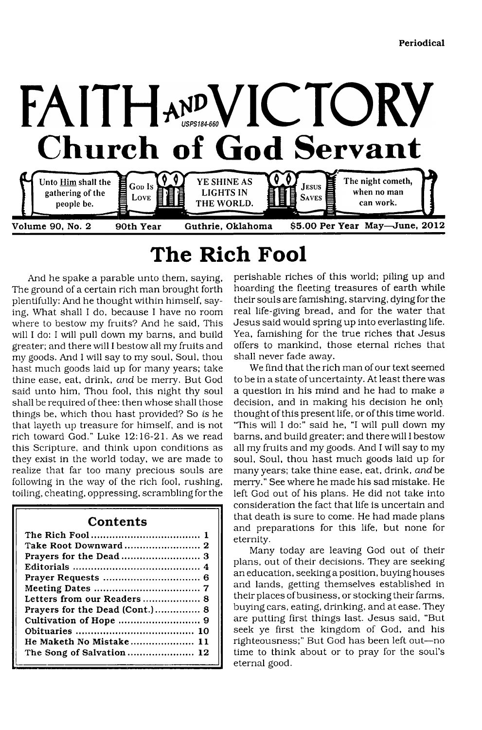Periodical

# FAITH AND VICTORY

USPS184-660

## Church of God Servant

Unto Him shall the gathering of the people be. | GOD IS LOVE | YE SHINE AS LIGHTS IN THE WORLD. | JESUS SAVES | The night cometh, when no man can work.

**Volume 90, No. 2 — 90th Year — Guthrie, Oklahoma — $5.00 Per Year — May—June, 2012**

# The Rich Fool

And he spake a parable unto them, saying, The ground of a certain rich man brought forth plentifully: And he thought within himself, saying, What shall I do, because I have no room where to bestow my fruits? And he said, This will I do: I will pull down my barns, and build greater; and there will I bestow all my fruits and my goods. And I will say to my soul, Soul, thou hast much goods laid up for many years; take thine ease, eat, drink, *and* be merry. But God said unto him, Thou fool, this night thy soul shall be required of thee: then whose shall those things be, which thou hast provided? So *is* he that layeth up treasure for himself, and is not rich toward God." Luke 12:16-21. As we read this Scripture, and think upon conditions as they exist in the world today, we are made to realize that far too many precious souls are following in the way of the rich fool, rushing, toiling, cheating, oppressing, scrambling for the perishable riches of this world; piling up and hoarding the fleeting treasures of earth while their souls are famishing, starving, dying for the real life-giving bread, and for the water that Jesus said would spring up into everlasting life. Yea, famishing for the true riches that Jesus offers to mankind, those eternal riches that shall never fade away.

We find that the rich man of our text seemed to be in a state of uncertainty. At least there was a question in his mind and he had to make a decision, and in making his decision he only thought of this present life, or of this time world. "This will I do:" said he, "I will pull down my barns, and build greater; and there will I bestow all my fruits and my goods. And I will say to my soul, Soul, thou hast much goods laid up for many years; take thine ease, eat, drink, *and* be merry." See where he made his sad mistake. He left God out of his plans. He did not take into consideration the fact that life is uncertain and that death is sure to come. He had made plans and preparations for this life, but none for eternity.

Many today are leaving God out of their plans, out of their decisions. They are seeking an education, seeking a position, buying houses and lands, getting themselves established in their places of business, or stocking their farms, buying cars, eating, drinking, and at ease. They are putting first things last. Jesus said, "But seek ye first the kingdom of God, and his righteousness;" But God has been left out—no time to think about or to pray for the soul's eternal good.

## Contents

| | |
|---|---|
| **The Rich Fool** | **1** |
| **Take Root Downward** | **2** |
| **Prayers for the Dead** | **3** |
| **Editorials** | **4** |
| **Prayer Requests** | **6** |
| **Meeting Dates** | **7** |
| **Letters from our Readers** | **8** |
| **Prayers for the Dead (Cont.)** | **8** |
| **Cultivation of Hope** | **9** |
| **Obituaries** | **10** |
| **He Maketh No Mistake** | **11** |
| **The Song of Salvation** | **12** |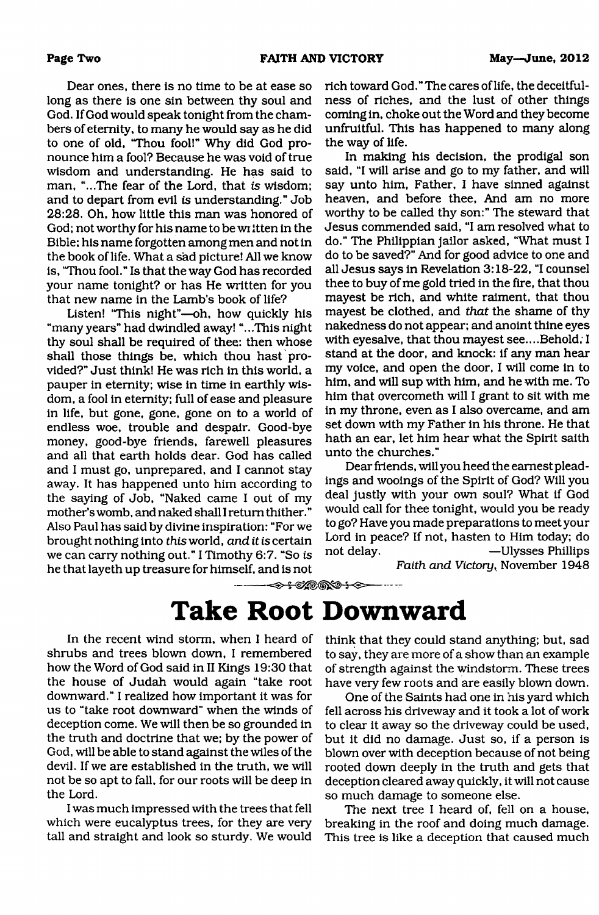Dear ones, there is no time to be at ease so long as there is one sin between thy soul and God. If God would speak tonight from the chambers of eternity, to many he would say as he did to one of old, "Thou fool!" Why did God pronounce him a fool? Because he was void of true wisdom and understanding. He has said to man, "...The fear of the Lord, that *is* wisdom; and to depart from evil *is* understanding." Job 28:28. Oh, how little this man was honored of God; not worthy for his name to be written in the Bible; his name forgotten among men and not in the book of life. What a sad picture! All we know is, "Thou fool." Is that the way God has recorded your name tonight? or has He written for you that new name in the Lamb's book of life?

Listen! "This night"—oh, how quickly his "many years" had dwindled away! "...This night thy soul shall be required of thee: then whose shall those things be, which thou hast provided?" Just think! He was rich in this world, a pauper in eternity; wise in time in earthly wisdom, a fool in eternity; full of ease and pleasure in life, but gone, gone, gone on to a world of endless woe, trouble and despair. Good-bye money, good-bye friends, farewell pleasures and all that earth holds dear. God has called and I must go, unprepared, and I cannot stay away. It has happened unto him according to the saying of Job, "Naked came I out of my mother's womb, and naked shall I return thither." Also Paul has said by divine inspiration: "For we brought nothing into *this* world, *and it is* certain we can carry nothing out." I Timothy 6:7. "So *is* he that layeth up treasure for himself, and is not rich toward God." The cares of life, the deceitfulness of riches, and the lust of other things coming in, choke out the Word and they become unfruitful. This has happened to many along the way of life.

In making his decision, the prodigal son said, "I will arise and go to my father, and will say unto him, Father, I have sinned against heaven, and before thee, And am no more worthy to be called thy son:" The steward that Jesus commended said, "I am resolved what to do." The Philippian jailor asked, "What must I do to be saved?" And for good advice to one and all Jesus says in Revelation 3:18-22, "I counsel thee to buy of me gold tried in the fire, that thou mayest be rich, and white raiment, that thou mayest be clothed, and *that* the shame of thy nakedness do not appear; and anoint thine eyes with eyesalve, that thou mayest see....Behold, I stand at the door, and knock: if any man hear my voice, and open the door, I will come in to him, and will sup with him, and he with me. To him that overcometh will I grant to sit with me in my throne, even as I also overcame, and am set down with my Father in his throne. He that hath an ear, let him hear what the Spirit saith unto the churches."

Dear friends, will you heed the earnest pleadings and wooings of the Spirit of God? Will you deal justly with your own soul? What if God would call for thee tonight, would you be ready to go? Have you made preparations to meet your Lord in peace? If not, hasten to Him today; do not delay. —Ulysses Phillips

*Faith and Victory*, November 1948

# Take Root Downward

In the recent wind storm, when I heard of shrubs and trees blown down, I remembered how the Word of God said in II Kings 19:30 that the house of Judah would again "take root downward." I realized how important it was for us to "take root downward" when the winds of deception come. We will then be so grounded in the truth and doctrine that we; by the power of God, will be able to stand against the wiles of the devil. If we are established in the truth, we will not be so apt to fall, for our roots will be deep in the Lord.

I was much impressed with the trees that fell which were eucalyptus trees, for they are very tall and straight and look so sturdy. We would think that they could stand anything; but, sad to say, they are more of a show than an example of strength against the windstorm. These trees have very few roots and are easily blown down.

One of the Saints had one in his yard which fell across his driveway and it took a lot of work to clear it away so the driveway could be used, but it did no damage. Just so, if a person is blown over with deception because of not being rooted down deeply in the truth and gets that deception cleared away quickly, it will not cause so much damage to someone else.

The next tree I heard of, fell on a house, breaking in the roof and doing much damage. This tree is like a deception that caused much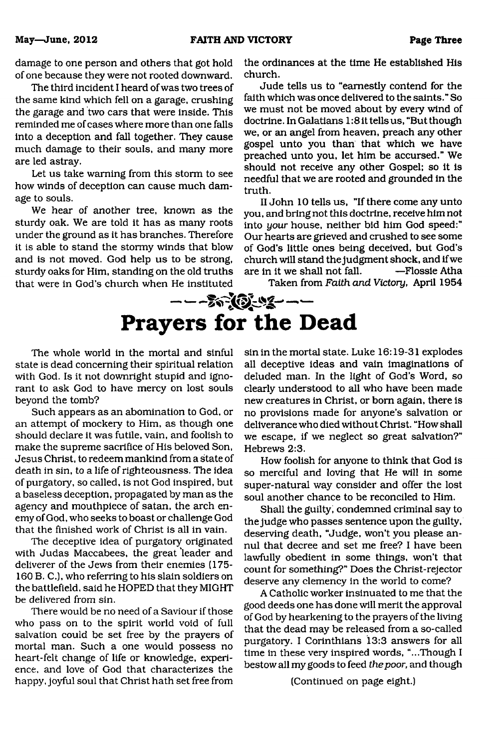damage to one person and others that got hold of one because they were not rooted downward.

The third incident I heard of was two trees of the same kind which fell on a garage, crushing the garage and two cars that were inside. This reminded me of cases where more than one falls into a deception and fall together. They cause much damage to their souls, and many more are led astray.

Let us take warning from this storm to see how winds of deception can cause much damage to souls.

We hear of another tree, known as the sturdy oak. We are told it has as many roots under the ground as it has branches. Therefore it is able to stand the stormy winds that blow and is not moved. God help us to be strong, sturdy oaks for Him, standing on the old truths that were in God's church when He instituted the ordinances at the time He established His church.

Jude tells us to "earnestly contend for the faith which was once delivered to the saints." So we must not be moved about by every wind of doctrine. In Galatians 1:8 it tells us, "But though we, or an angel from heaven, preach any other gospel unto you than that which we have preached unto you, let him be accursed." We should not receive any other Gospel; so it is needful that we are rooted and grounded in the truth.

II John 10 tells us, "If there come any unto you, and bring not this doctrine, receive him not into *your* house, neither bid him God speed:" Our hearts are grieved and crushed to see some of God's little ones being deceived, but God's church will stand the judgment shock, and if we are in it we shall not fall. —Flossie Atha

Taken from *Faith and Victory*, April 1954

# Prayers for the Dead

The whole world in the mortal and sinful state is dead concerning their spiritual relation with God. Is it not downright stupid and ignorant to ask God to have mercy on lost souls beyond the tomb?

Such appears as an abomination to God, or an attempt of mockery to Him, as though one should declare it was futile, vain, and foolish to make the supreme sacrifice of His beloved Son, Jesus Christ, to redeem mankind from a state of death in sin, to a life of righteousness. The idea of purgatory, so called, is not God inspired, but a baseless deception, propagated by man as the agency and mouthpiece of satan, the arch enemy of God, who seeks to boast or challenge God that the finished work of Christ is all in vain.

The deceptive idea of purgatory originated with Judas Maccabees, the great leader and deliverer of the Jews from their enemies (175-160 B. C.), who referring to his slain soldiers on the battlefield, said he HOPED that they MIGHT be delivered from sin.

There would be no need of a Saviour if those who pass on to the spirit world void of full salvation could be set free by the prayers of mortal man. Such a one would possess no heart-felt change of life or knowledge, experience, and love of God that characterizes the happy, joyful soul that Christ hath set free from sin in the mortal state. Luke 16:19-31 explodes all deceptive ideas and vain imaginations of deluded man. In the light of God's Word, so clearly understood to all who have been made new creatures in Christ, or born again, there is no provisions made for anyone's salvation or deliverance who died without Christ. "How shall we escape, if we neglect so great salvation?" Hebrews 2:3.

How foolish for anyone to think that God is so merciful and loving that He will in some super-natural way consider and offer the lost soul another chance to be reconciled to Him.

Shall the guilty, condemned criminal say to the judge who passes sentence upon the guilty, deserving death, "Judge, won't you please annul that decree and set me free? I have been lawfully obedient in some things, won't that count for something?" Does the Christ-rejector deserve any clemency in the world to come?

A Catholic worker insinuated to me that the good deeds one has done will merit the approval of God by hearkening to the prayers of the living that the dead may be released from a so-called purgatory. I Corinthians 13:3 answers for all time in these very inspired words, "...Though I bestow all my goods to feed *the poor,* and though

(Continued on page eight.)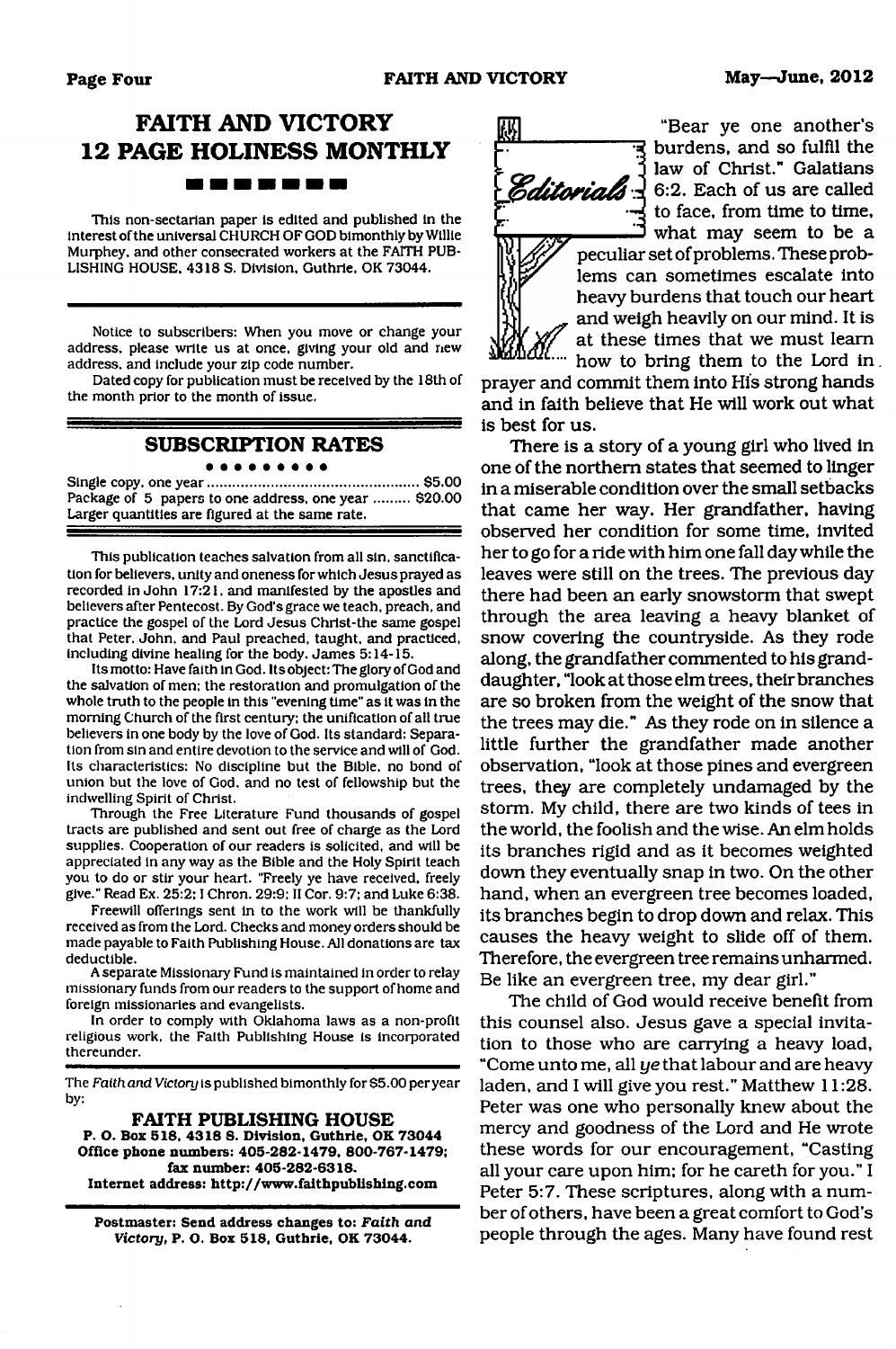# FAITH AND VICTORY 12 PAGE HOLINESS MONTHLY

This non-sectarian paper is edited and published in the interest of the universal CHURCH OF GOD bimonthly by Willie Murphey, and other consecrated workers at the FAITH PUBLISHING HOUSE, 4318 S. Division, Guthrie, OK 73044.

Notice to subscribers: When you move or change your address, please write us at once, giving your old and new address, and include your zip code number.

Dated copy for publication must be received by the 18th of the month prior to the month of issue.

## SUBSCRIPTION RATES

Single copy, one year ..................................... $5.00
Package of 5 papers to one address, one year ......... $20.00
Larger quantities are figured at the same rate.

This publication teaches salvation from all sin, sanctification for believers, unity and oneness for which Jesus prayed as recorded in John 17:21, and manifested by the apostles and believers after Pentecost. By God's grace we teach, preach, and practice the gospel of the Lord Jesus Christ-the same gospel that Peter, John, and Paul preached, taught, and practiced, including divine healing for the body. James 5:14-15.

Its motto: Have faith in God. Its object: The glory of God and the salvation of men; the restoration and promulgation of the whole truth to the people in this "evening time" as it was in the morning Church of the first century; the unification of all true believers in one body by the love of God. Its standard: Separation from sin and entire devotion to the service and will of God. Its characteristics: No discipline but the Bible, no bond of union but the love of God, and no test of fellowship but the indwelling Spirit of Christ.

Through the Free Literature Fund thousands of gospel tracts are published and sent out free of charge as the Lord supplies. Cooperation of our readers is solicited, and will be appreciated in any way as the Bible and the Holy Spirit teach you to do or stir your heart. "Freely ye have received, freely give." Read Ex. 25:2; I Chron. 29:9; II Cor. 9:7; and Luke 6:38.

Freewill offerings sent in to the work will be thankfully received as from the Lord. Checks and money orders should be made payable to Faith Publishing House. All donations are tax deductible.

A separate Missionary Fund is maintained in order to relay missionary funds from our readers to the support of home and foreign missionaries and evangelists.

In order to comply with Oklahoma laws as a non-profit religious work, the Faith Publishing House is incorporated thereunder.

The *Faith and Victory* is published bimonthly for $5.00 per year by:

**FAITH PUBLISHING HOUSE**
**P. O. Box 518, 4318 S. Division, Guthrie, OK 73044**
**Office phone numbers: 405-282-1479, 800-767-1479; fax number: 405-282-6318.**
**Internet address: http://www.faithpublishing.com**

**Postmaster: Send address changes to: *Faith and Victory*, P. O. Box 518, Guthrie, OK 73044.**

## Editorials

"Bear ye one another's burdens, and so fulfil the law of Christ." Galatians 6:2. Each of us are called to face, from time to time, what may seem to be a peculiar set of problems. These problems can sometimes escalate into heavy burdens that touch our heart and weigh heavily on our mind. It is at these times that we must learn how to bring them to the Lord in prayer and commit them into His strong hands and in faith believe that He will work out what is best for us.

There is a story of a young girl who lived in one of the northern states that seemed to linger in a miserable condition over the small setbacks that came her way. Her grandfather, having observed her condition for some time, invited her to go for a ride with him one fall day while the leaves were still on the trees. The previous day there had been an early snowstorm that swept through the area leaving a heavy blanket of snow covering the countryside. As they rode along, the grandfather commented to his granddaughter, "look at those elm trees, their branches are so broken from the weight of the snow that the trees may die." As they rode on in silence a little further the grandfather made another observation, "look at those pines and evergreen trees, they are completely undamaged by the storm. My child, there are two kinds of tees in the world, the foolish and the wise. An elm holds its branches rigid and as it becomes weighted down they eventually snap in two. On the other hand, when an evergreen tree becomes loaded, its branches begin to drop down and relax. This causes the heavy weight to slide off of them. Therefore, the evergreen tree remains unharmed. Be like an evergreen tree, my dear girl."

The child of God would receive benefit from this counsel also. Jesus gave a special invitation to those who are carrying a heavy load, "Come unto me, all *ye* that labour and are heavy laden, and I will give you rest." Matthew 11:28. Peter was one who personally knew about the mercy and goodness of the Lord and He wrote these words for our encouragement, "Casting all your care upon him; for he careth for you." I Peter 5:7. These scriptures, along with a number of others, have been a great comfort to God's people through the ages. Many have found rest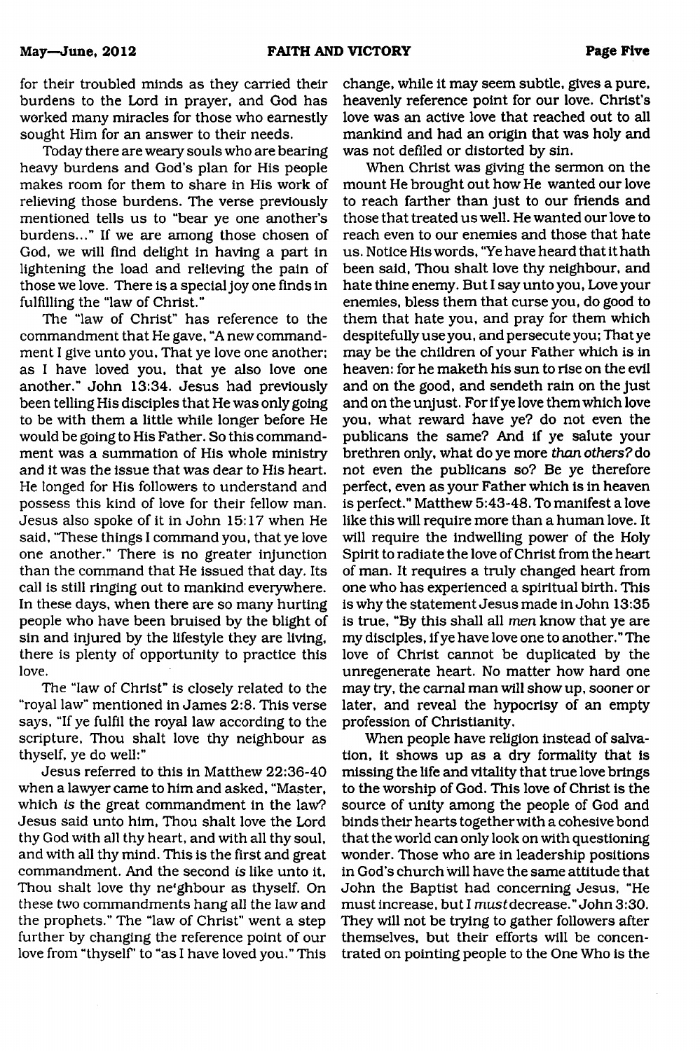for their troubled minds as they carried their burdens to the Lord in prayer, and God has worked many miracles for those who earnestly sought Him for an answer to their needs.

Today there are weary souls who are bearing heavy burdens and God's plan for His people makes room for them to share in His work of relieving those burdens. The verse previously mentioned tells us to "bear ye one another's burdens..." If we are among those chosen of God, we will find delight in having a part in lightening the load and relieving the pain of those we love. There is a special joy one finds in fulfilling the "law of Christ."

The "law of Christ" has reference to the commandment that He gave, "A new commandment I give unto you, That ye love one another; as I have loved you, that ye also love one another." John 13:34. Jesus had previously been telling His disciples that He was only going to be with them a little while longer before He would be going to His Father. So this commandment was a summation of His whole ministry and it was the issue that was dear to His heart. He longed for His followers to understand and possess this kind of love for their fellow man. Jesus also spoke of it in John 15:17 when He said, "These things I command you, that ye love one another." There is no greater injunction than the command that He issued that day. Its call is still ringing out to mankind everywhere. In these days, when there are so many hurting people who have been bruised by the blight of sin and injured by the lifestyle they are living, there is plenty of opportunity to practice this love.

The "law of Christ" is closely related to the "royal law" mentioned in James 2:8. This verse says, "If ye fulfil the royal law according to the scripture, Thou shalt love thy neighbour as thyself, ye do well:"

Jesus referred to this in Matthew 22:36-40 when a lawyer came to him and asked, "Master, which *is* the great commandment in the law? Jesus said unto him, Thou shalt love the Lord thy God with all thy heart, and with all thy soul, and with all thy mind. This is the first and great commandment. And the second *is* like unto it, Thou shalt love thy neighbour as thyself. On these two commandments hang all the law and the prophets." The "law of Christ" went a step further by changing the reference point of our love from "thyself" to "as I have loved you." This change, while it may seem subtle, gives a pure, heavenly reference point for our love. Christ's love was an active love that reached out to all mankind and had an origin that was holy and was not defiled or distorted by sin.

When Christ was giving the sermon on the mount He brought out how He wanted our love to reach farther than just to our friends and those that treated us well. He wanted our love to reach even to our enemies and those that hate us. Notice His words, "Ye have heard that it hath been said, Thou shalt love thy neighbour, and hate thine enemy. But I say unto you, Love your enemies, bless them that curse you, do good to them that hate you, and pray for them which despitefully use you, and persecute you; That ye may be the children of your Father which is in heaven: for he maketh his sun to rise on the evil and on the good, and sendeth rain on the just and on the unjust. For if ye love them which love you, what reward have ye? do not even the publicans the same? And if ye salute your brethren only, what do ye more *than others?* do not even the publicans so? Be ye therefore perfect, even as your Father which is in heaven is perfect." Matthew 5:43-48. To manifest a love like this will require more than a human love. It will require the indwelling power of the Holy Spirit to radiate the love of Christ from the heart of man. It requires a truly changed heart from one who has experienced a spiritual birth. This is why the statement Jesus made in John 13:35 is true, "By this shall all *men* know that ye are my disciples, if ye have love one to another." The love of Christ cannot be duplicated by the unregenerate heart. No matter how hard one may try, the carnal man will show up, sooner or later, and reveal the hypocrisy of an empty profession of Christianity.

When people have religion instead of salvation, it shows up as a dry formality that is missing the life and vitality that true love brings to the worship of God. This love of Christ is the source of unity among the people of God and binds their hearts together with a cohesive bond that the world can only look on with questioning wonder. Those who are in leadership positions in God's church will have the same attitude that John the Baptist had concerning Jesus, "He must increase, but I *must* decrease." John 3:30. They will not be trying to gather followers after themselves, but their efforts will be concentrated on pointing people to the One Who is the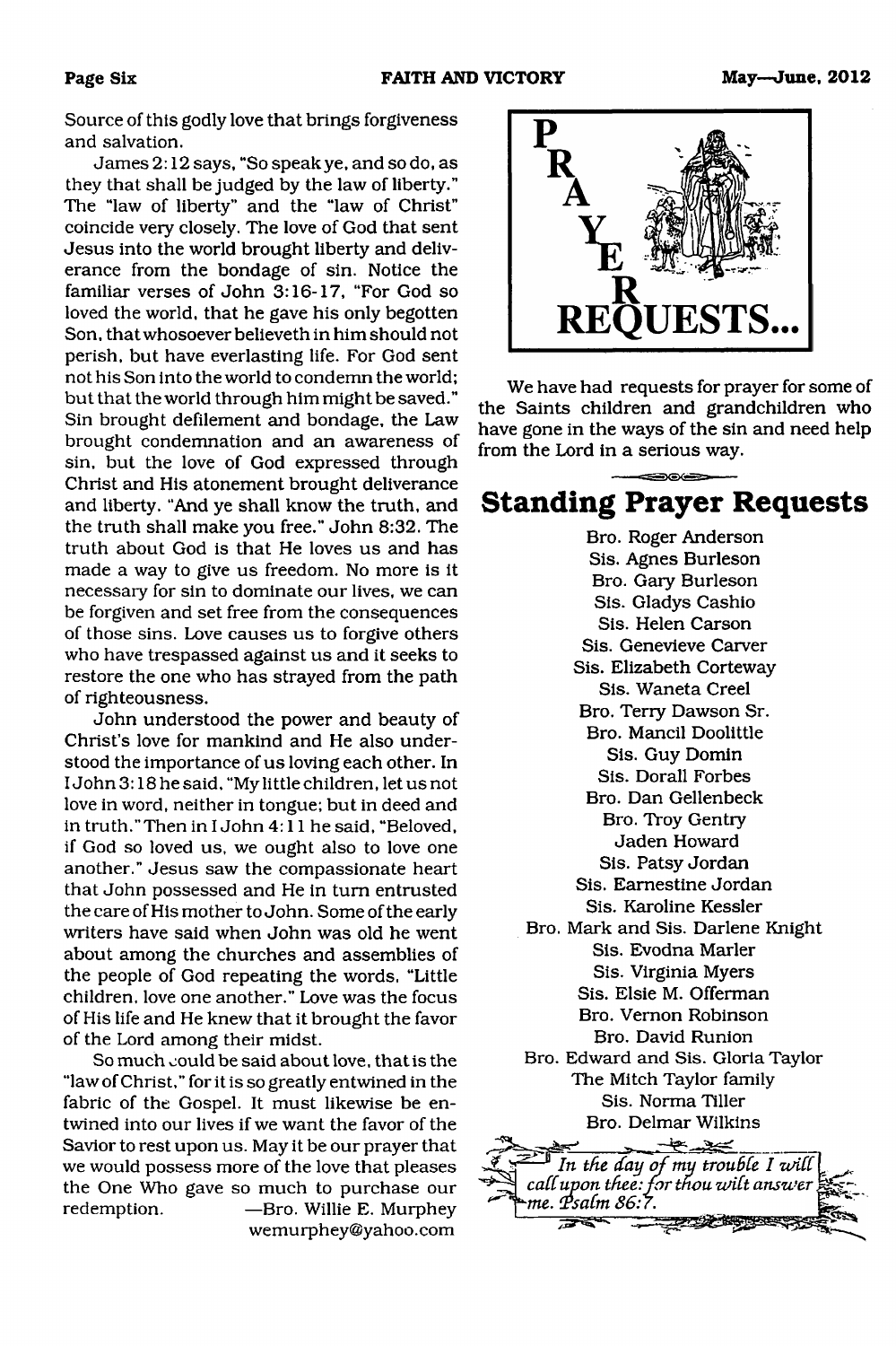Source of this godly love that brings forgiveness and salvation.

James 2:12 says, "So speak ye, and so do, as they that shall be judged by the law of liberty." The "law of liberty" and the "law of Christ" coincide very closely. The love of God that sent Jesus into the world brought liberty and deliverance from the bondage of sin. Notice the familiar verses of John 3:16-17, "For God so loved the world, that he gave his only begotten Son, that whosoever believeth in him should not perish, but have everlasting life. For God sent not his Son into the world to condemn the world; but that the world through him might be saved." Sin brought defilement and bondage, the Law brought condemnation and an awareness of sin, but the love of God expressed through Christ and His atonement brought deliverance and liberty. "And ye shall know the truth, and the truth shall make you free." John 8:32. The truth about God is that He loves us and has made a way to give us freedom. No more is it necessary for sin to dominate our lives, we can be forgiven and set free from the consequences of those sins. Love causes us to forgive others who have trespassed against us and it seeks to restore the one who has strayed from the path of righteousness.

John understood the power and beauty of Christ's love for mankind and He also understood the importance of us loving each other. In I John 3:18 he said, "My little children, let us not love in word, neither in tongue; but in deed and in truth." Then in I John 4:11 he said, "Beloved, if God so loved us, we ought also to love one another." Jesus saw the compassionate heart that John possessed and He in turn entrusted the care of His mother to John. Some of the early writers have said when John was old he went about among the churches and assemblies of the people of God repeating the words, "Little children, love one another." Love was the focus of His life and He knew that it brought the favor of the Lord among their midst.

So much could be said about love, that is the "law of Christ," for it is so greatly entwined in the fabric of the Gospel. It must likewise be entwined into our lives if we want the favor of the Savior to rest upon us. May it be our prayer that we would possess more of the love that pleases the One Who gave so much to purchase our redemption. —Bro. Willie E. Murphey
wemurphey@yahoo.com

# PRAYER REQUESTS...

We have had requests for prayer for some of the Saints children and grandchildren who have gone in the ways of the sin and need help from the Lord in a serious way.

## Standing Prayer Requests

Bro. Roger Anderson
Sis. Agnes Burleson
Bro. Gary Burleson
Sis. Gladys Cashio
Sis. Helen Carson
Sis. Genevieve Carver
Sis. Elizabeth Corteway
Sis. Waneta Creel
Bro. Terry Dawson Sr.
Bro. Mancil Doolittle
Sis. Guy Domin
Sis. Dorall Forbes
Bro. Dan Gellenbeck
Bro. Troy Gentry
Jaden Howard
Sis. Patsy Jordan
Sis. Earnestine Jordan
Sis. Karoline Kessler
Bro. Mark and Sis. Darlene Knight
Sis. Evodna Marler
Sis. Virginia Myers
Sis. Elsie M. Offerman
Bro. Vernon Robinson
Bro. David Runion
Bro. Edward and Sis. Gloria Taylor
The Mitch Taylor family
Sis. Norma Tiller
Bro. Delmar Wilkins

*In the day of my trouble I will call upon thee: for thou wilt answer me. Psalm 86:7.*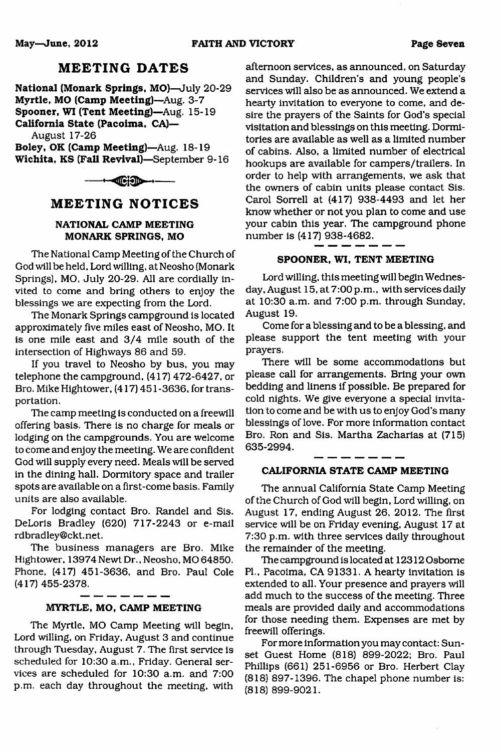## MEETING DATES

**National (Monark Springs, MO)**—July 20-29
**Myrtle, MO (Camp Meeting)**—Aug. 3-7
**Spooner, WI (Tent Meeting)**—Aug. 15-19
**California State (Pacoima, CA)**—
August 17-26
**Boley, OK (Camp Meeting)**—Aug. 18-19
**Wichita, KS (Fall Revival)**—September 9-16

## MEETING NOTICES

### NATIONAL CAMP MEETING MONARK SPRINGS, MO

The National Camp Meeting of the Church of God will be held, Lord willing, at Neosho (Monark Springs), MO, July 20-29. All are cordially invited to come and bring others to enjoy the blessings we are expecting from the Lord.

The Monark Springs campground is located approximately five miles east of Neosho, MO. It is one mile east and 3/4 mile south of the intersection of Highways 86 and 59.

If you travel to Neosho by bus, you may telephone the campground, (417) 472-6427, or Bro. Mike Hightower, (417) 451-3636, for transportation.

The camp meeting is conducted on a freewill offering basis. There is no charge for meals or lodging on the campgrounds. You are welcome to come and enjoy the meeting. We are confident God will supply every need. Meals will be served in the dining hall. Dormitory space and trailer spots are available on a first-come basis. Family units are also available.

For lodging contact Bro. Randel and Sis. DeLoris Bradley (620) 717-2243 or e-mail rdbradley@ckt.net.

The business managers are Bro. Mike Hightower, 13974 Newt Dr., Neosho, MO 64850. Phone, (417) 451-3636, and Bro. Paul Cole (417) 455-2378.

### MYRTLE, MO, CAMP MEETING

The Myrtle, MO Camp Meeting will begin, Lord willing, on Friday, August 3 and continue through Tuesday, August 7. The first service is scheduled for 10:30 a.m., Friday. General services are scheduled for 10:30 a.m. and 7:00 p.m. each day throughout the meeting, with afternoon services, as announced, on Saturday and Sunday. Children's and young people's services will also be as announced. We extend a hearty invitation to everyone to come, and desire the prayers of the Saints for God's special visitation and blessings on this meeting. Dormitories are available as well as a limited number of cabins. Also, a limited number of electrical hookups are available for campers/trailers. In order to help with arrangements, we ask that the owners of cabin units please contact Sis. Carol Sorrell at (417) 938-4493 and let her know whether or not you plan to come and use your cabin this year. The campground phone number is (417) 938-4682.

### SPOONER, WI, TENT MEETING

Lord willing, this meeting will begin Wednesday, August 15, at 7:00 p.m., with services daily at 10:30 a.m. and 7:00 p.m. through Sunday, August 19.

Come for a blessing and to be a blessing, and please support the tent meeting with your prayers.

There will be some accommodations but please call for arrangements. Bring your own bedding and linens if possible. Be prepared for cold nights. We give everyone a special invitation to come and be with us to enjoy God's many blessings of love. For more information contact Bro. Ron and Sis. Martha Zacharias at (715) 635-2994.

### CALIFORNIA STATE CAMP MEETING

The annual California State Camp Meeting of the Church of God will begin, Lord willing, on August 17, ending August 26, 2012. The first service will be on Friday evening, August 17 at 7:30 p.m. with three services daily throughout the remainder of the meeting.

The campground is located at 12312 Osborne Pl., Pacoima, CA 91331. A hearty invitation is extended to all. Your presence and prayers will add much to the success of the meeting. Three meals are provided daily and accommodations for those needing them. Expenses are met by freewill offerings.

For more information you may contact: Sunset Guest Home (818) 899-2022; Bro. Paul Phillips (661) 251-6956 or Bro. Herbert Clay (818) 897-1396. The chapel phone number is: (818) 899-9021.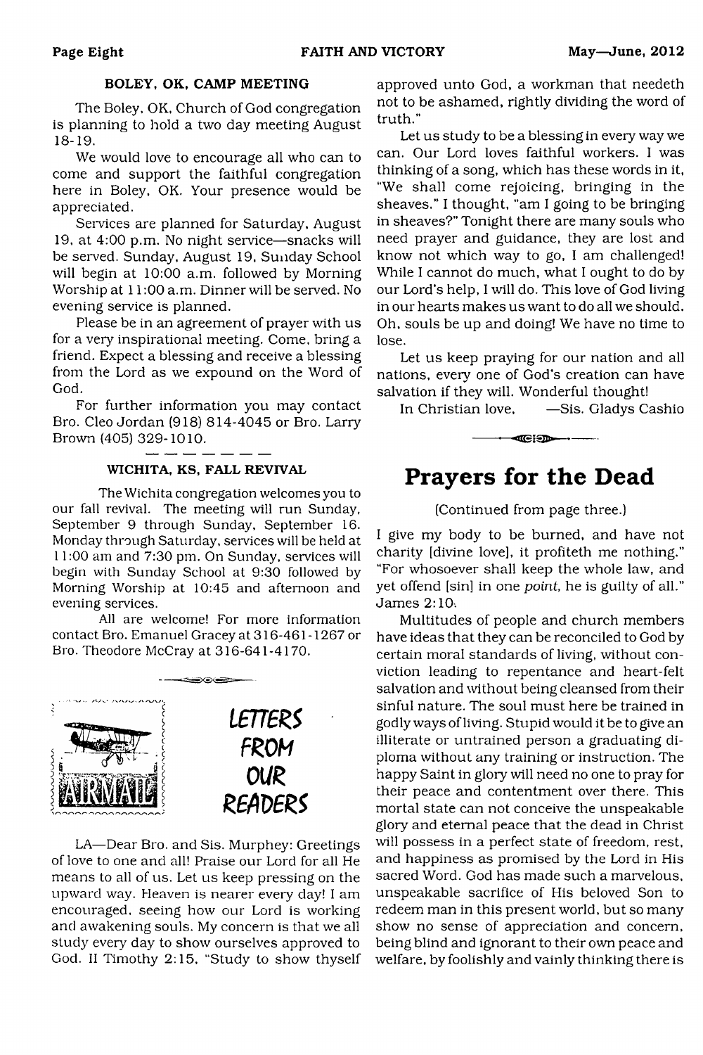### BOLEY, OK, CAMP MEETING

The Boley, OK, Church of God congregation is planning to hold a two day meeting August 18-19.

We would love to encourage all who can to come and support the faithful congregation here in Boley, OK. Your presence would be appreciated.

Services are planned for Saturday, August 19, at 4:00 p.m. No night service—snacks will be served. Sunday, August 19, Sunday School will begin at 10:00 a.m. followed by Morning Worship at 11:00 a.m. Dinner will be served. No evening service is planned.

Please be in an agreement of prayer with us for a very inspirational meeting. Come, bring a friend. Expect a blessing and receive a blessing from the Lord as we expound on the Word of God.

For further information you may contact Bro. Cleo Jordan (918) 814-4045 or Bro. Larry Brown (405) 329-1010.

### WICHITA, KS, FALL REVIVAL

The Wichita congregation welcomes you to our fall revival. The meeting will run Sunday, September 9 through Sunday, September 16. Monday through Saturday, services will be held at 11:00 am and 7:30 pm. On Sunday, services will begin with Sunday School at 9:30 followed by Morning Worship at 10:45 and afternoon and evening services.

All are welcome! For more information contact Bro. Emanuel Gracey at 316-461-1267 or Bro. Theodore McCray at 316-641-4170.

## LETTERS FROM OUR READERS

LA—Dear Bro. and Sis. Murphey: Greetings of love to one and all! Praise our Lord for all He means to all of us. Let us keep pressing on the upward way. Heaven is nearer every day! I am encouraged, seeing how our Lord is working and awakening souls. My concern is that we all study every day to show ourselves approved to God. II Timothy 2:15, "Study to show thyself approved unto God, a workman that needeth not to be ashamed, rightly dividing the word of truth."

Let us study to be a blessing in every way we can. Our Lord loves faithful workers. I was thinking of a song, which has these words in it, "We shall come rejoicing, bringing in the sheaves." I thought, "am I going to be bringing in sheaves?" Tonight there are many souls who need prayer and guidance, they are lost and know not which way to go, I am challenged! While I cannot do much, what I ought to do by our Lord's help, I will do. This love of God living in our hearts makes us want to do all we should. Oh, souls be up and doing! We have no time to lose.

Let us keep praying for our nation and all nations, every one of God's creation can have salvation if they will. Wonderful thought!

In Christian love, —Sis. Gladys Cashio

## Prayers for the Dead

(Continued from page three.)

I give my body to be burned, and have not charity [divine love], it profiteth me nothing." "For whosoever shall keep the whole law, and yet offend [sin] in one *point*, he is guilty of all." James 2:10.

Multitudes of people and church members have ideas that they can be reconciled to God by certain moral standards of living, without conviction leading to repentance and heart-felt salvation and without being cleansed from their sinful nature. The soul must here be trained in godly ways of living. Stupid would it be to give an illiterate or untrained person a graduating diploma without any training or instruction. The happy Saint in glory will need no one to pray for their peace and contentment over there. This mortal state can not conceive the unspeakable glory and eternal peace that the dead in Christ will possess in a perfect state of freedom, rest, and happiness as promised by the Lord in His sacred Word. God has made such a marvelous, unspeakable sacrifice of His beloved Son to redeem man in this present world, but so many show no sense of appreciation and concern, being blind and ignorant to their own peace and welfare, by foolishly and vainly thinking there is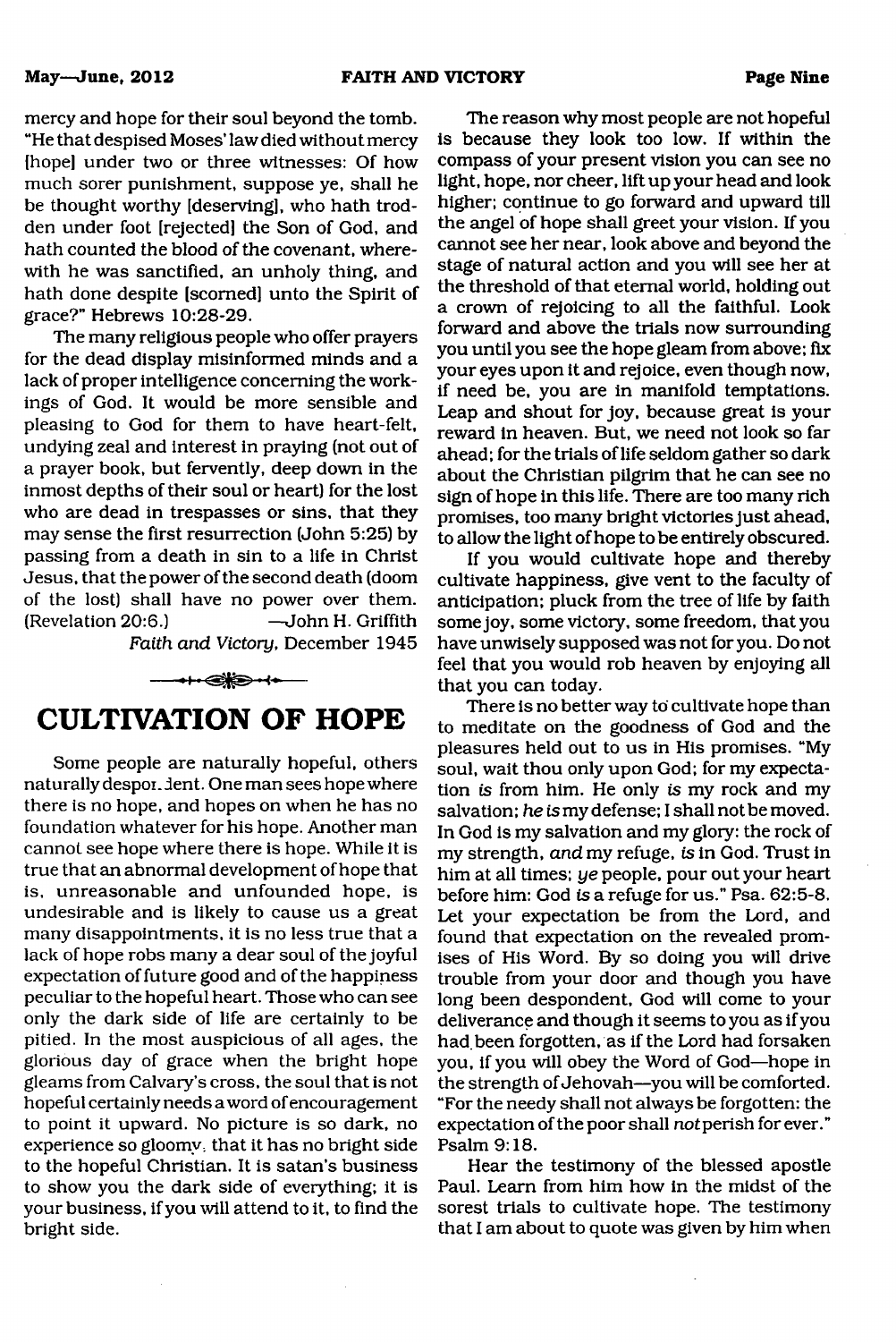mercy and hope for their soul beyond the tomb. "He that despised Moses' law died without mercy [hope] under two or three witnesses: Of how much sorer punishment, suppose ye, shall he be thought worthy [deserving], who hath trodden under foot [rejected] the Son of God, and hath counted the blood of the covenant, wherewith he was sanctified, an unholy thing, and hath done despite [scorned] unto the Spirit of grace?" Hebrews 10:28-29.

The many religious people who offer prayers for the dead display misinformed minds and a lack of proper intelligence concerning the workings of God. It would be more sensible and pleasing to God for them to have heart-felt, undying zeal and interest in praying (not out of a prayer book, but fervently, deep down in the inmost depths of their soul or heart) for the lost who are dead in trespasses or sins, that they may sense the first resurrection (John 5:25) by passing from a death in sin to a life in Christ Jesus, that the power of the second death (doom of the lost) shall have no power over them. (Revelation 20:6.) —John H. Griffith

*Faith and Victory,* December 1945

# CULTIVATION OF HOPE

Some people are naturally hopeful, others naturally despondent. One man sees hope where there is no hope, and hopes on when he has no foundation whatever for his hope. Another man cannot see hope where there is hope. While it is true that an abnormal development of hope that is, unreasonable and unfounded hope, is undesirable and is likely to cause us a great many disappointments, it is no less true that a lack of hope robs many a dear soul of the joyful expectation of future good and of the happiness peculiar to the hopeful heart. Those who can see only the dark side of life are certainly to be pitied. In the most auspicious of all ages, the glorious day of grace when the bright hope gleams from Calvary's cross, the soul that is not hopeful certainly needs a word of encouragement to point it upward. No picture is so dark, no experience so gloomy, that it has no bright side to the hopeful Christian. It is satan's business to show you the dark side of everything; it is your business, if you will attend to it, to find the bright side.

The reason why most people are not hopeful is because they look too low. If within the compass of your present vision you can see no light, hope, nor cheer, lift up your head and look higher; continue to go forward and upward till the angel of hope shall greet your vision. If you cannot see her near, look above and beyond the stage of natural action and you will see her at the threshold of that eternal world, holding out a crown of rejoicing to all the faithful. Look forward and above the trials now surrounding you until you see the hope gleam from above; fix your eyes upon it and rejoice, even though now, if need be, you are in manifold temptations. Leap and shout for joy, because great is your reward in heaven. But, we need not look so far ahead; for the trials of life seldom gather so dark about the Christian pilgrim that he can see no sign of hope in this life. There are too many rich promises, too many bright victories just ahead, to allow the light of hope to be entirely obscured.

If you would cultivate hope and thereby cultivate happiness, give vent to the faculty of anticipation; pluck from the tree of life by faith some joy, some victory, some freedom, that you have unwisely supposed was not for you. Do not feel that you would rob heaven by enjoying all that you can today.

There is no better way to cultivate hope than to meditate on the goodness of God and the pleasures held out to us in His promises. "My soul, wait thou only upon God; for my expectation *is* from him. He only *is* my rock and my salvation; *he is* my defense; I shall not be moved. In God is my salvation and my glory: the rock of my strength, *and* my refuge, *is* in God. Trust in him at all times; *ye* people, pour out your heart before him: God *is* a refuge for us." Psa. 62:5-8. Let your expectation be from the Lord, and found that expectation on the revealed promises of His Word. By so doing you will drive trouble from your door and though you have long been despondent, God will come to your deliverance and though it seems to you as if you had been forgotten, as if the Lord had forsaken you, if you will obey the Word of God—hope in the strength of Jehovah—you will be comforted. "For the needy shall not always be forgotten: the expectation of the poor shall *not* perish for ever." Psalm 9:18.

Hear the testimony of the blessed apostle Paul. Learn from him how in the midst of the sorest trials to cultivate hope. The testimony that I am about to quote was given by him when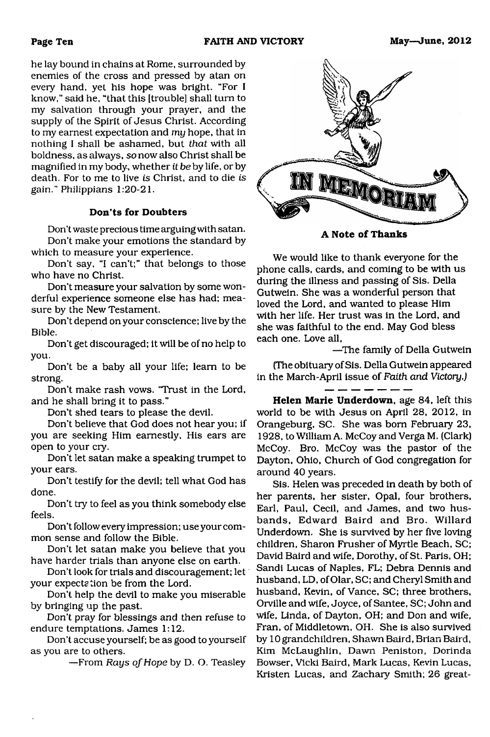he lay bound in chains at Rome, surrounded by enemies of the cross and pressed by atan on every hand, yet his hope was bright. "For I know," said he, "that this [trouble] shall turn to my salvation through your prayer, and the supply of the Spirit of Jesus Christ. According to my earnest expectation and *my* hope, that in nothing I shall be ashamed, but *that* with all boldness, as always, *so* now also Christ shall be magnified in my body, whether *it be* by life, or by death. For to me to live *is* Christ, and to die *is* gain." Philippians 1:20-21.

### Don'ts for Doubters

Don't waste precious time arguing with satan.

Don't make your emotions the standard by which to measure your experience.

Don't say, "I can't;" that belongs to those who have no Christ.

Don't measure your salvation by some wonderful experience someone else has had; measure by the New Testament.

Don't depend on your conscience; live by the Bible.

Don't get discouraged; it will be of no help to you.

Don't be a baby all your life; learn to be strong.

Don't make rash vows. "Trust in the Lord, and he shall bring it to pass."

Don't shed tears to please the devil.

Don't believe that God does not hear you; if you are seeking Him earnestly, His ears are open to your cry.

Don't let satan make a speaking trumpet to your ears.

Don't testify for the devil; tell what God has done.

Don't try to feel as you think somebody else feels.

Don't follow every impression; use your common sense and follow the Bible.

Don't let satan make you believe that you have harder trials than anyone else on earth.

Don't look for trials and discouragement; let your expectation be from the Lord.

Don't help the devil to make you miserable by bringing up the past.

Don't pray for blessings and then refuse to endure temptations. James 1:12.

Don't accuse yourself; be as good to yourself as you are to others.

—From *Rays of Hope* by D. O. Teasley

## IN MEMORIAM

### A Note of Thanks

We would like to thank everyone for the phone calls, cards, and coming to be with us during the illness and passing of Sis. Della Gutwein. She was a wonderful person that loved the Lord, and wanted to please Him with her life. Her trust was in the Lord, and she was faithful to the end. May God bless each one. Love all,

—The family of Della Gutwein

(The obituary of Sis. Della Gutwein appeared in the March-April issue of *Faith and Victory.*)

---

**Helen Marie Underdown**, age 84, left this world to be with Jesus on April 28, 2012, in Orangeburg, SC. She was born February 23, 1928, to William A. McCoy and Verga M. (Clark) McCoy. Bro. McCoy was the pastor of the Dayton, Ohio, Church of God congregation for around 40 years.

Sis. Helen was preceded in death by both of her parents, her sister, Opal, four brothers, Earl, Paul, Cecil, and James, and two husbands, Edward Baird and Bro. Willard Underdown. She is survived by her five loving children, Sharon Frusher of Myrtle Beach, SC; David Baird and wife, Dorothy, of St. Paris, OH; Sandi Lucas of Naples, FL; Debra Dennis and husband, LD, of Olar, SC; and Cheryl Smith and husband, Kevin, of Vance, SC; three brothers, Orville and wife, Joyce, of Santee, SC; John and wife, Linda, of Dayton, OH; and Don and wife, Fran, of Middletown, OH. She is also survived by 10 grandchildren, Shawn Baird, Brian Baird, Kim McLaughlin, Dawn Peniston, Dorinda Bowser, Vicki Baird, Mark Lucas, Kevin Lucas, Kristen Lucas, and Zachary Smith; 26 great-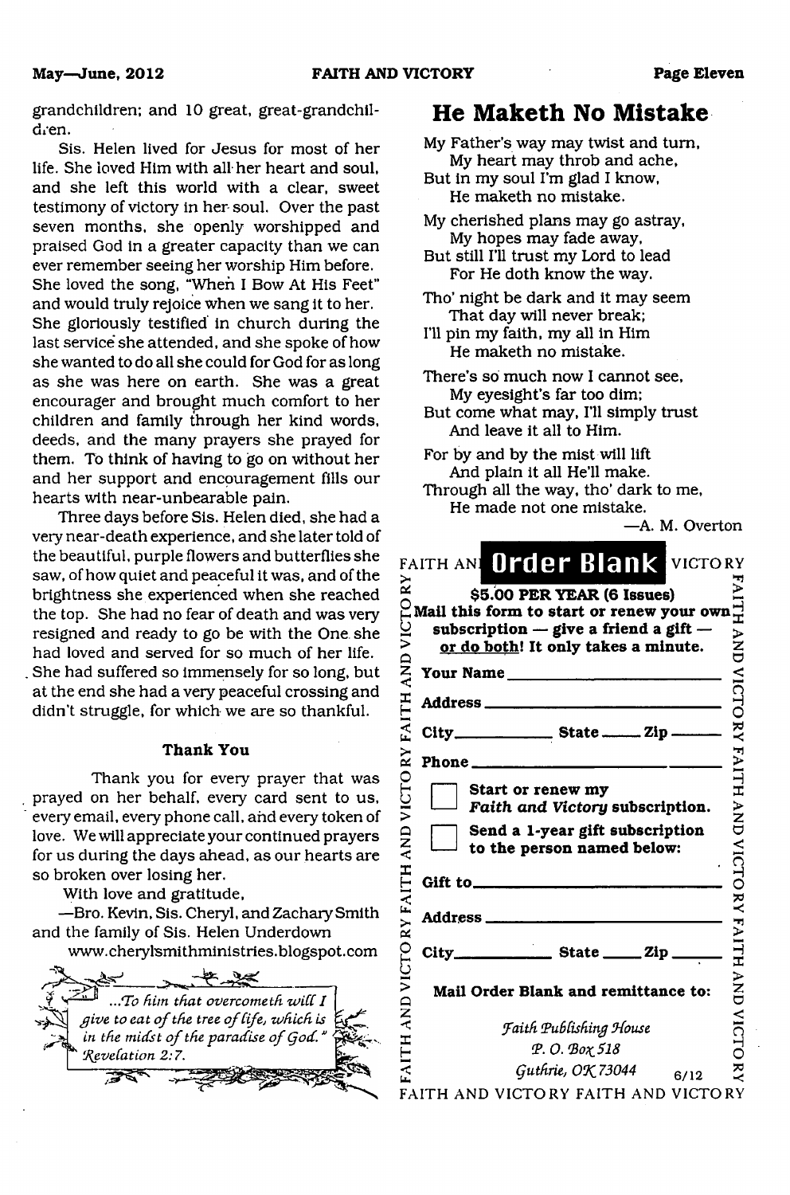grandchildren; and 10 great, great-grandchildren.

Sis. Helen lived for Jesus for most of her life. She loved Him with all her heart and soul, and she left this world with a clear, sweet testimony of victory in her soul. Over the past seven months, she openly worshipped and praised God in a greater capacity than we can ever remember seeing her worship Him before. She loved the song, "When I Bow At His Feet" and would truly rejoice when we sang it to her. She gloriously testified in church during the last service she attended, and she spoke of how she wanted to do all she could for God for as long as she was here on earth. She was a great encourager and brought much comfort to her children and family through her kind words, deeds, and the many prayers she prayed for them. To think of having to go on without her and her support and encouragement fills our hearts with near-unbearable pain.

Three days before Sis. Helen died, she had a very near-death experience, and she later told of the beautiful, purple flowers and butterflies she saw, of how quiet and peaceful it was, and of the brightness she experienced when she reached the top. She had no fear of death and was very resigned and ready to go be with the One she had loved and served for so much of her life. She had suffered so immensely for so long, but at the end she had a very peaceful crossing and didn't struggle, for which we are so thankful.

**Thank You**

Thank you for every prayer that was prayed on her behalf, every card sent to us, every email, every phone call, and every token of love. We will appreciate your continued prayers for us during the days ahead, as our hearts are so broken over losing her.

With love and gratitude,

—Bro. Kevin, Sis. Cheryl, and Zachary Smith and the family of Sis. Helen Underdown

www.cherylsmithministries.blogspot.com

*...To him that overcometh will I give to eat of the tree of life, which is in the midst of the paradise of God." Revelation 2:7.*

# He Maketh No Mistake

My Father's way may twist and turn,
My heart may throb and ache,
But in my soul I'm glad I know,
He maketh no mistake.

My cherished plans may go astray,
My hopes may fade away,
But still I'll trust my Lord to lead
For He doth know the way.

Tho' night be dark and it may seem
That day will never break;
I'll pin my faith, my all in Him
He maketh no mistake.

There's so much now I cannot see,
My eyesight's far too dim;
But come what may, I'll simply trust
And leave it all to Him.

For by and by the mist will lift
And plain it all He'll make.
Through all the way, tho' dark to me,
He made not one mistake.

—A. M. Overton

## Order Blank

**$5.00 PER YEAR (6 Issues)**

**Mail this form to start or renew your own subscription — give a friend a gift — or do both! It only takes a minute.**

**Your Name** ____________________

**Address** ____________________

**City** __________ **State** _____ **Zip** _____

**Phone** ____________________

☐ **Start or renew my *Faith and Victory* subscription.**

☐ **Send a 1-year gift subscription to the person named below:**

**Gift to** ____________________

**Address** ____________________

**City** __________ **State** _____ **Zip** _____

**Mail Order Blank and remittance to:**

*Faith Publishing House*
*P. O. Box 518*
*Guthrie, OK 73044*

6/12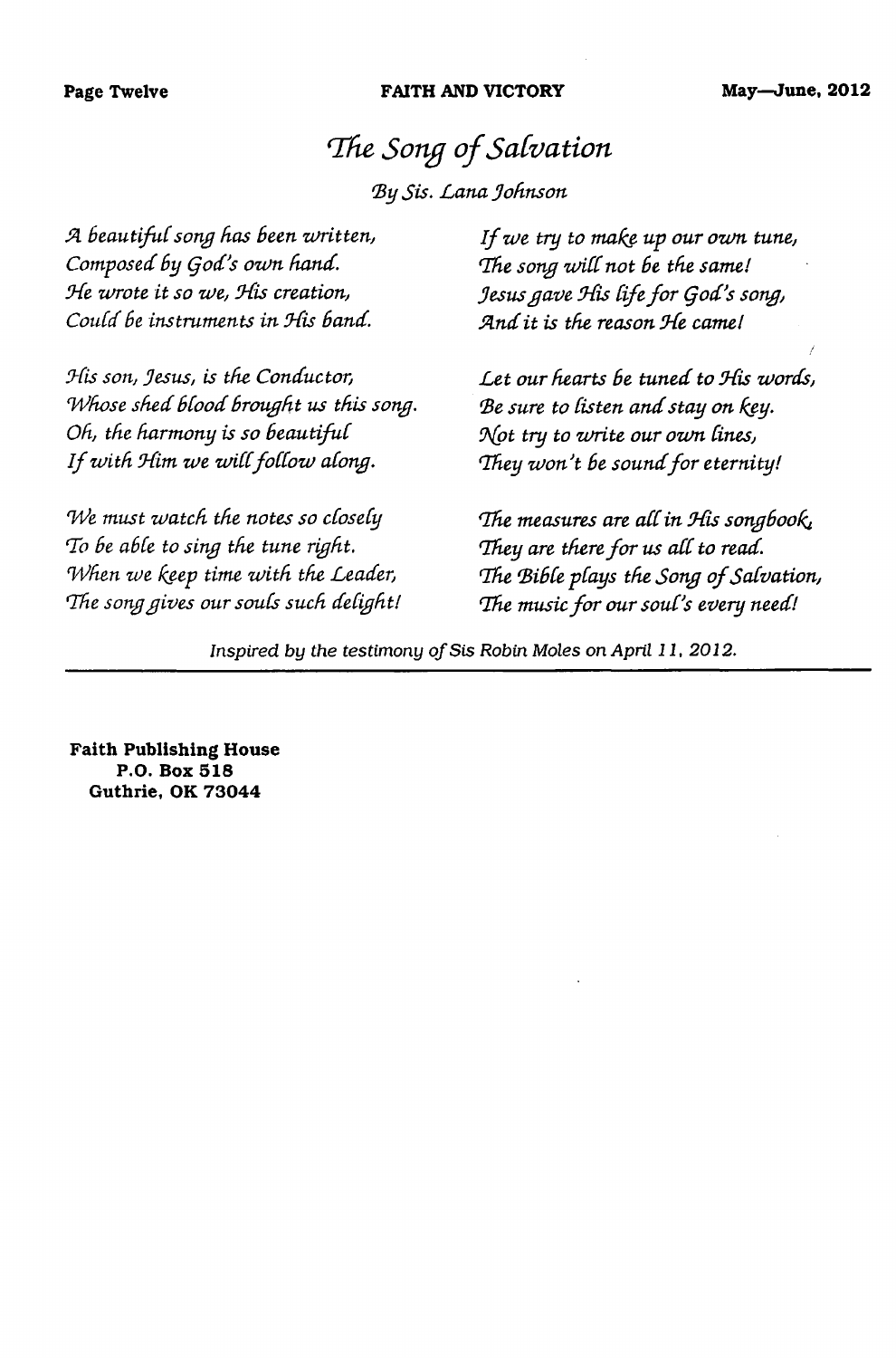# *The Song of Salvation*

*By Sis. Lana Johnson*

*A beautiful song has been written,*
*Composed by God's own hand.*
*He wrote it so we, His creation,*
*Could be instruments in His band.*

*His son, Jesus, is the Conductor,*
*Whose shed blood brought us this song.*
*Oh, the harmony is so beautiful*
*If with Him we will follow along.*

*We must watch the notes so closely*
*To be able to sing the tune right.*
*When we keep time with the Leader,*
*The song gives our souls such delight!*

*If we try to make up our own tune,*
*The song will not be the same!*
*Jesus gave His life for God's song,*
*And it is the reason He came!*

*Let our hearts be tuned to His words,*
*Be sure to listen and stay on key.*
*Not try to write our own lines,*
*They won't be sound for eternity!*

*The measures are all in His songbook,*
*They are there for us all to read.*
*The Bible plays the Song of Salvation,*
*The music for our soul's every need!*

*Inspired by the testimony of Sis Robin Moles on April 11, 2012.*

---

**Faith Publishing House**
**P.O. Box 518**
**Guthrie, OK 73044**